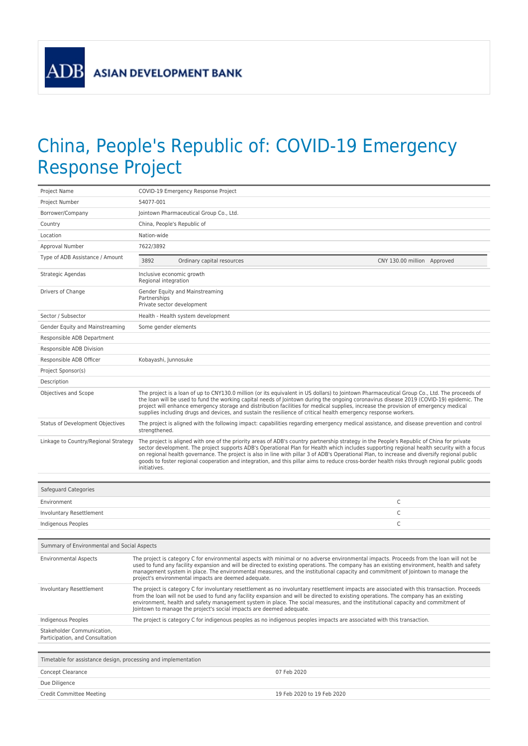ADB ASIAN DEVELOPMENT BANK

# China, People's Republic of: COVID-19 Emergency Response Project

| | |
|---|---|
| Project Name | COVID-19 Emergency Response Project |
| Project Number | 54077-001 |
| Borrower/Company | Jointown Pharmaceutical Group Co., Ltd. |
| Country | China, People's Republic of |
| Location | Nation-wide |
| Approval Number | 7622/3892 |
| Type of ADB Assistance / Amount | 3892 Ordinary capital resources CNY 130.00 million Approved |
| Strategic Agendas | Inclusive economic growth<br>Regional integration |
| Drivers of Change | Gender Equity and Mainstreaming<br>Partnerships<br>Private sector development |
| Sector / Subsector | Health - Health system development |
| Gender Equity and Mainstreaming | Some gender elements |
| Responsible ADB Department | |
| Responsible ADB Division | |
| Responsible ADB Officer | Kobayashi, Junnosuke |
| Project Sponsor(s) | |
| Description | |
| Objectives and Scope | The project is a loan of up to CNY130.0 million (or its equivalent in US dollars) to Jointown Pharmaceutical Group Co., Ltd. The proceeds of the loan will be used to fund the working capital needs of Jointown during the ongoing coronavirus disease 2019 (COVID-19) epidemic. The project will enhance emergency storage and distribution facilities for medical supplies, increase the provision of emergency medical supplies including drugs and devices, and sustain the resilience of critical health emergency response workers. |
| Status of Development Objectives | The project is aligned with the following impact: capabilities regarding emergency medical assistance, and disease prevention and control strengthened. |
| Linkage to Country/Regional Strategy | The project is aligned with one of the priority areas of ADB's country partnership strategy in the People's Republic of China for private sector development. The project supports ADB's Operational Plan for Health which includes supporting regional health security with a focus on regional health governance. The project is also in line with pillar 3 of ADB's Operational Plan, to increase and diversify regional public goods to foster regional cooperation and integration, and this pillar aims to reduce cross-border health risks through regional public goods initiatives. |

| Safeguard Categories | |
|---|---|
| Environment | C |
| Involuntary Resettlement | C |
| Indigenous Peoples | C |

| Summary of Environmental and Social Aspects | |
|---|---|
| Environmental Aspects | The project is category C for environmental aspects with minimal or no adverse environmental impacts. Proceeds from the loan will not be used to fund any facility expansion and will be directed to existing operations. The company has an existing environment, health and safety management system in place. The environmental measures, and the institutional capacity and commitment of Jointown to manage the project's environmental impacts are deemed adequate. |
| Involuntary Resettlement | The project is category C for involuntary resettlement as no involuntary resettlement impacts are associated with this transaction. Proceeds from the loan will not be used to fund any facility expansion and will be directed to existing operations. The company has an existing environment, health and safety management system in place. The social measures, and the institutional capacity and commitment of Jointown to manage the project's social impacts are deemed adequate. |
| Indigenous Peoples | The project is category C for indigenous peoples as no indigenous peoples impacts are associated with this transaction. |
| Stakeholder Communication, Participation, and Consultation | |

| Timetable for assistance design, processing and implementation | |
|---|---|
| Concept Clearance | 07 Feb 2020 |
| Due Diligence | |
| Credit Committee Meeting | 19 Feb 2020 to 19 Feb 2020 |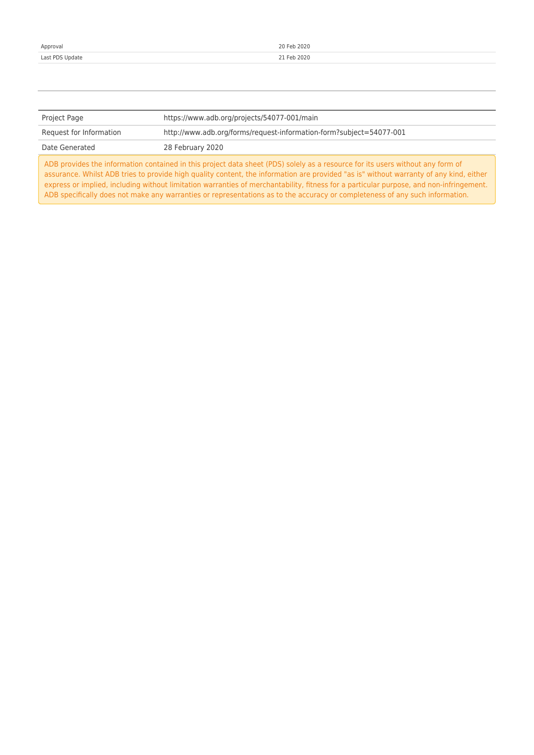| | |
|---|---|
| Approval | 20 Feb 2020 |
| Last PDS Update | 21 Feb 2020 |

| | |
|---|---|
| Project Page | https://www.adb.org/projects/54077-001/main |
| Request for Information | http://www.adb.org/forms/request-information-form?subject=54077-001 |
| Date Generated | 28 February 2020 |

ADB provides the information contained in this project data sheet (PDS) solely as a resource for its users without any form of assurance. Whilst ADB tries to provide high quality content, the information are provided "as is" without warranty of any kind, either express or implied, including without limitation warranties of merchantability, fitness for a particular purpose, and non-infringement. ADB specifically does not make any warranties or representations as to the accuracy or completeness of any such information.